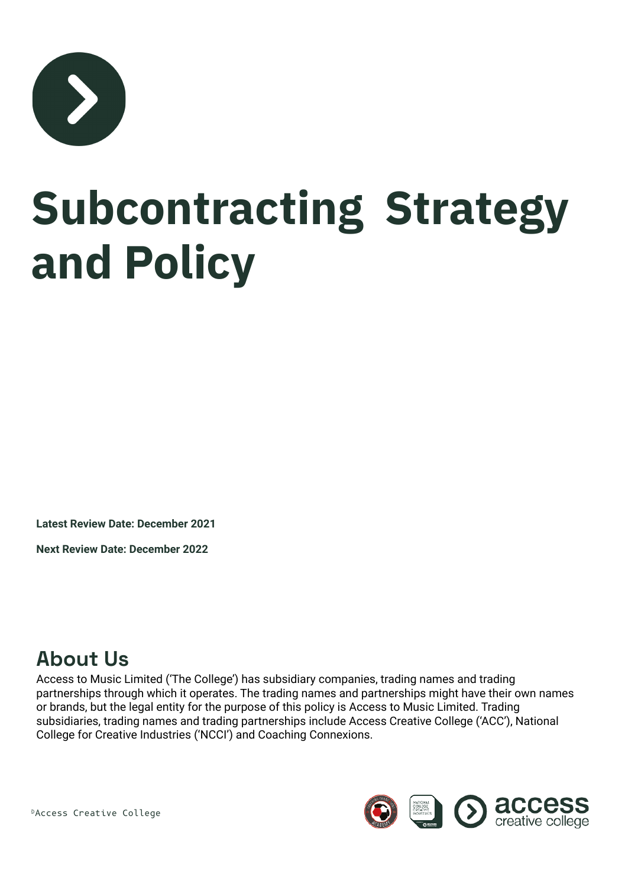# Subcontracting Strategy and Policy

**Latest Review Date: December 2021**

**Next Review Date: December 2022**

## About Us

Access to Music Limited ('The College') has subsidiary companies, trading names and trading partnerships through which it operates. The trading names and partnerships might have their own names or brands, but the legal entity for the purpose of this policy is Access to Music Limited. Trading subsidiaries, trading names and trading partnerships include Access Creative College ('ACC'), National College for Creative Industries ('NCCI') and Coaching Connexions.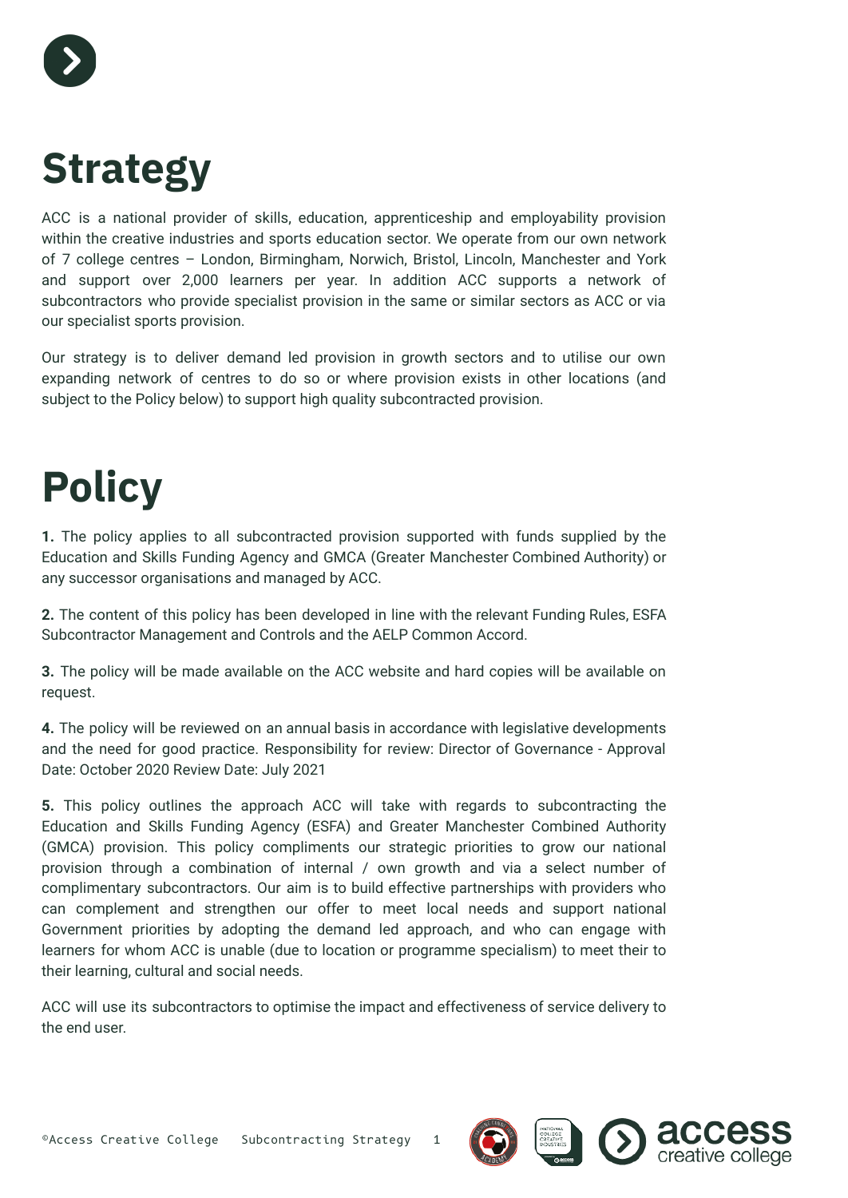# Strategy

ACC is a national provider of skills, education, apprenticeship and employability provision within the creative industries and sports education sector. We operate from our own network of 7 college centres – London, Birmingham, Norwich, Bristol, Lincoln, Manchester and York and support over 2,000 learners per year. In addition ACC supports a network of subcontractors who provide specialist provision in the same or similar sectors as ACC or via our specialist sports provision.

Our strategy is to deliver demand led provision in growth sectors and to utilise our own expanding network of centres to do so or where provision exists in other locations (and subject to the Policy below) to support high quality subcontracted provision.

# Policy

**1.** The policy applies to all subcontracted provision supported with funds supplied by the Education and Skills Funding Agency and GMCA (Greater Manchester Combined Authority) or any successor organisations and managed by ACC.

**2.** The content of this policy has been developed in line with the relevant Funding Rules, ESFA Subcontractor Management and Controls and the AELP Common Accord.

**3.** The policy will be made available on the ACC website and hard copies will be available on request.

**4.** The policy will be reviewed on an annual basis in accordance with legislative developments and the need for good practice. Responsibility for review: Director of Governance - Approval Date: October 2020 Review Date: July 2021

**5.** This policy outlines the approach ACC will take with regards to subcontracting the Education and Skills Funding Agency (ESFA) and Greater Manchester Combined Authority (GMCA) provision. This policy compliments our strategic priorities to grow our national provision through a combination of internal / own growth and via a select number of complimentary subcontractors. Our aim is to build effective partnerships with providers who can complement and strengthen our offer to meet local needs and support national Government priorities by adopting the demand led approach, and who can engage with learners for whom ACC is unable (due to location or programme specialism) to meet their to their learning, cultural and social needs.

ACC will use its subcontractors to optimise the impact and effectiveness of service delivery to the end user.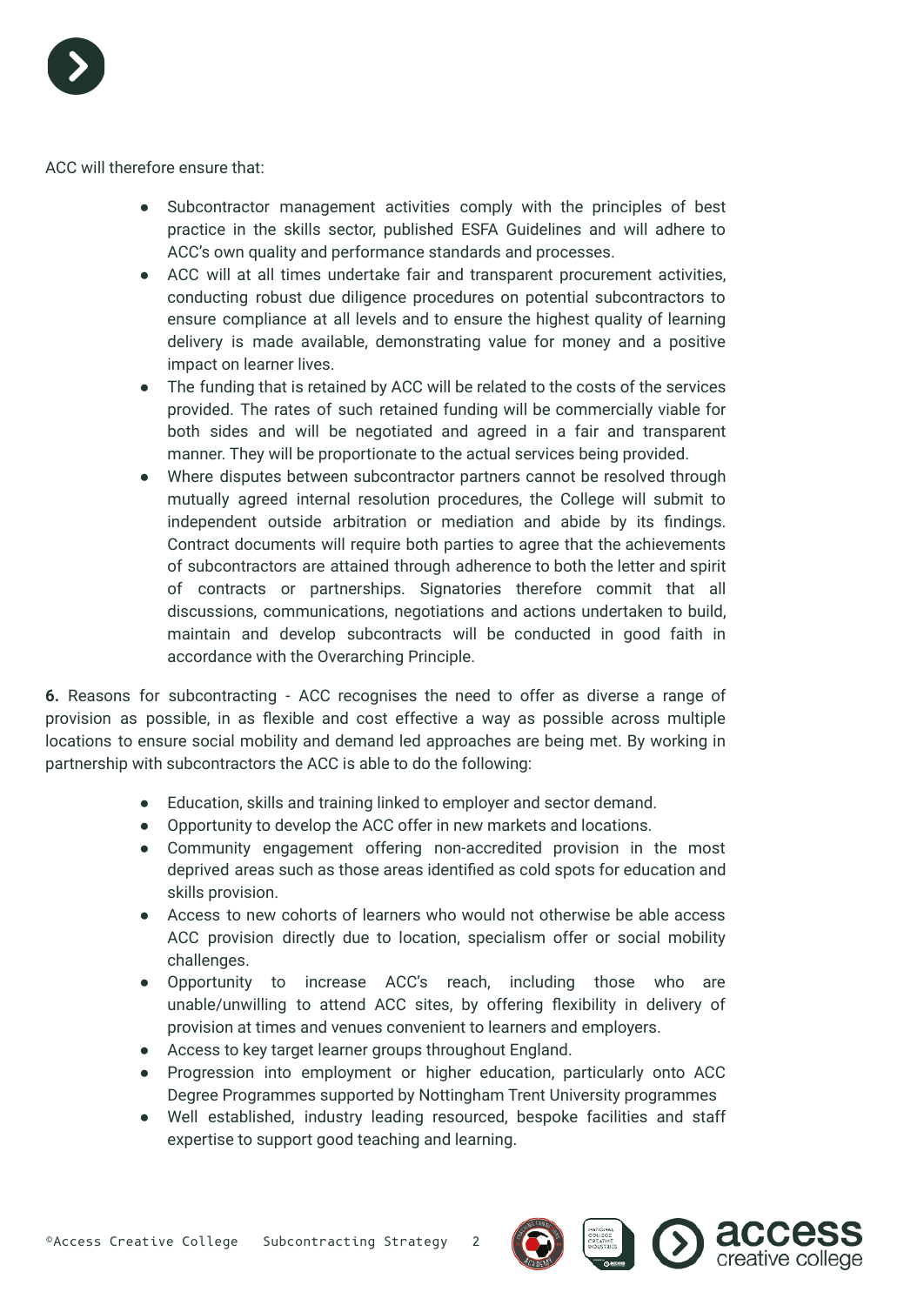ACC will therefore ensure that:

- Subcontractor management activities comply with the principles of best practice in the skills sector, published ESFA Guidelines and will adhere to ACC's own quality and performance standards and processes.
- ACC will at all times undertake fair and transparent procurement activities, conducting robust due diligence procedures on potential subcontractors to ensure compliance at all levels and to ensure the highest quality of learning delivery is made available, demonstrating value for money and a positive impact on learner lives.
- The funding that is retained by ACC will be related to the costs of the services provided. The rates of such retained funding will be commercially viable for both sides and will be negotiated and agreed in a fair and transparent manner. They will be proportionate to the actual services being provided.
- Where disputes between subcontractor partners cannot be resolved through mutually agreed internal resolution procedures, the College will submit to independent outside arbitration or mediation and abide by its findings. Contract documents will require both parties to agree that the achievements of subcontractors are attained through adherence to both the letter and spirit of contracts or partnerships. Signatories therefore commit that all discussions, communications, negotiations and actions undertaken to build, maintain and develop subcontracts will be conducted in good faith in accordance with the Overarching Principle.

**6.** Reasons for subcontracting - ACC recognises the need to offer as diverse a range of provision as possible, in as flexible and cost effective a way as possible across multiple locations to ensure social mobility and demand led approaches are being met. By working in partnership with subcontractors the ACC is able to do the following:

- Education, skills and training linked to employer and sector demand.
- Opportunity to develop the ACC offer in new markets and locations.
- Community engagement offering non-accredited provision in the most deprived areas such as those areas identified as cold spots for education and skills provision.
- Access to new cohorts of learners who would not otherwise be able access ACC provision directly due to location, specialism offer or social mobility challenges.
- Opportunity to increase ACC's reach, including those who are unable/unwilling to attend ACC sites, by offering flexibility in delivery of provision at times and venues convenient to learners and employers.
- Access to key target learner groups throughout England.
- Progression into employment or higher education, particularly onto ACC Degree Programmes supported by Nottingham Trent University programmes
- Well established, industry leading resourced, bespoke facilities and staff expertise to support good teaching and learning.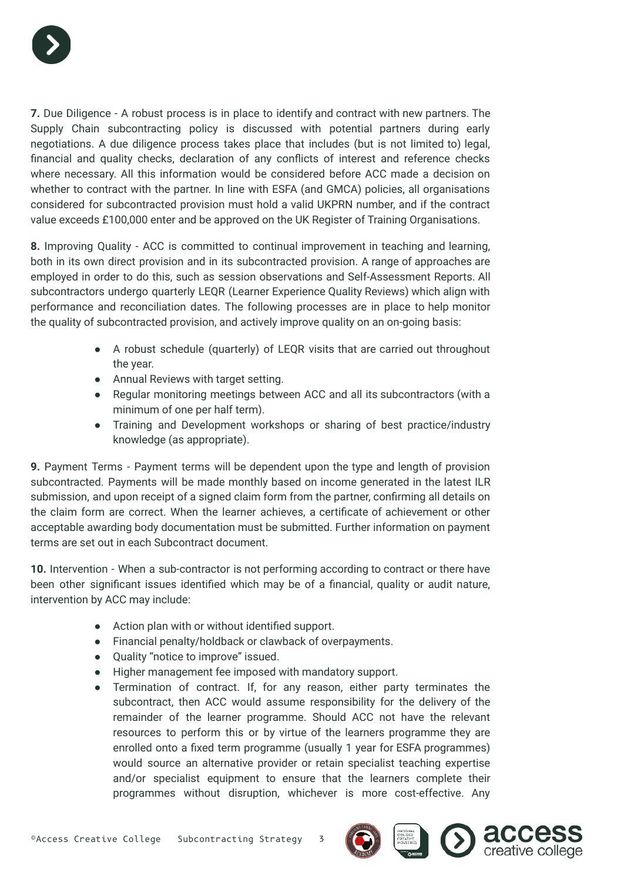**7.** Due Diligence - A robust process is in place to identify and contract with new partners. The Supply Chain subcontracting policy is discussed with potential partners during early negotiations. A due diligence process takes place that includes (but is not limited to) legal, financial and quality checks, declaration of any conflicts of interest and reference checks where necessary. All this information would be considered before ACC made a decision on whether to contract with the partner. In line with ESFA (and GMCA) policies, all organisations considered for subcontracted provision must hold a valid UKPRN number, and if the contract value exceeds £100,000 enter and be approved on the UK Register of Training Organisations.

**8.** Improving Quality - ACC is committed to continual improvement in teaching and learning, both in its own direct provision and in its subcontracted provision. A range of approaches are employed in order to do this, such as session observations and Self-Assessment Reports. All subcontractors undergo quarterly LEQR (Learner Experience Quality Reviews) which align with performance and reconciliation dates. The following processes are in place to help monitor the quality of subcontracted provision, and actively improve quality on an on-going basis:

- A robust schedule (quarterly) of LEQR visits that are carried out throughout the year.
- Annual Reviews with target setting.
- Regular monitoring meetings between ACC and all its subcontractors (with a minimum of one per half term).
- Training and Development workshops or sharing of best practice/industry knowledge (as appropriate).

**9.** Payment Terms - Payment terms will be dependent upon the type and length of provision subcontracted. Payments will be made monthly based on income generated in the latest ILR submission, and upon receipt of a signed claim form from the partner, confirming all details on the claim form are correct. When the learner achieves, a certificate of achievement or other acceptable awarding body documentation must be submitted. Further information on payment terms are set out in each Subcontract document.

**10.** Intervention - When a sub-contractor is not performing according to contract or there have been other significant issues identified which may be of a financial, quality or audit nature, intervention by ACC may include:

- Action plan with or without identified support.
- Financial penalty/holdback or clawback of overpayments.
- Quality "notice to improve" issued.
- Higher management fee imposed with mandatory support.
- Termination of contract. If, for any reason, either party terminates the subcontract, then ACC would assume responsibility for the delivery of the remainder of the learner programme. Should ACC not have the relevant resources to perform this or by virtue of the learners programme they are enrolled onto a fixed term programme (usually 1 year for ESFA programmes) would source an alternative provider or retain specialist teaching expertise and/or specialist equipment to ensure that the learners complete their programmes without disruption, whichever is more cost-effective. Any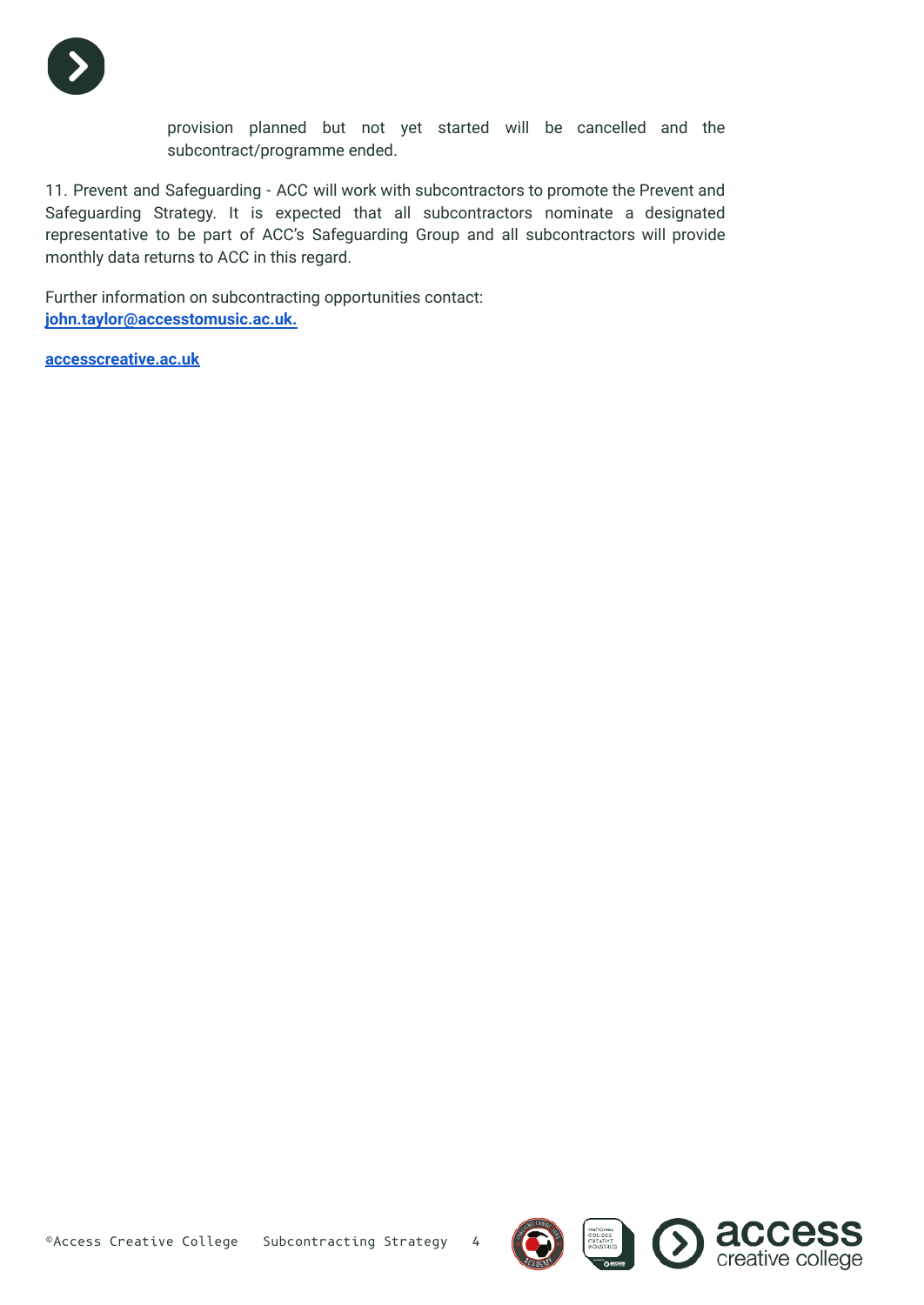provision planned but not yet started will be cancelled and the subcontract/programme ended.

11. Prevent and Safeguarding - ACC will work with subcontractors to promote the Prevent and Safeguarding Strategy. It is expected that all subcontractors nominate a designated representative to be part of ACC's Safeguarding Group and all subcontractors will provide monthly data returns to ACC in this regard.

Further information on subcontracting opportunities contact:
**john.taylor@accesstomusic.ac.uk.**

**accesscreative.ac.uk**